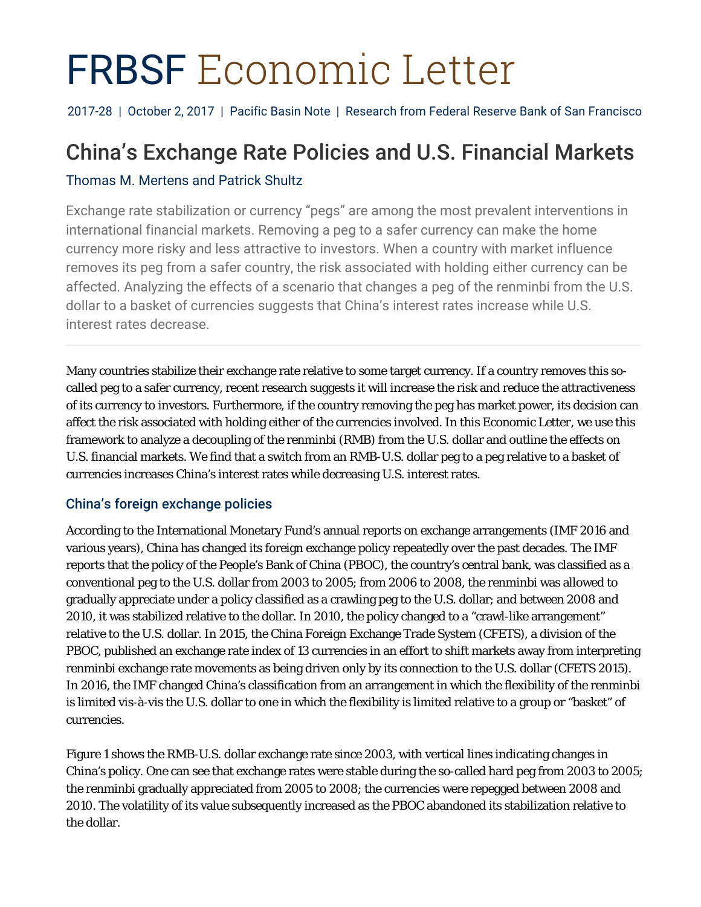# FRBSF Economic Letter

2017-28 | October 2, 2017 | Pacific Basin Note | Research from Federal Reserve Bank of San Francisco

## China's Exchange Rate Policies and U.S. Financial Markets

Thomas M. Mertens and Patrick Shultz

Exchange rate stabilization or currency "pegs" are among the most prevalent interventions in international financial markets. Removing a peg to a safer currency can make the home currency more risky and less attractive to investors. When a country with market influence removes its peg from a safer country, the risk associated with holding either currency can be affected. Analyzing the effects of a scenario that changes a peg of the renminbi from the U.S. dollar to a basket of currencies suggests that China's interest rates increase while U.S. interest rates decrease.

---

Many countries stabilize their exchange rate relative to some target currency. If a country removes this so-called peg to a safer currency, recent research suggests it will increase the risk and reduce the attractiveness of its currency to investors. Furthermore, if the country removing the peg has market power, its decision can affect the risk associated with holding either of the currencies involved. In this *Economic Letter*, we use this framework to analyze a decoupling of the renminbi (RMB) from the U.S. dollar and outline the effects on U.S. financial markets. We find that a switch from an RMB-U.S. dollar peg to a peg relative to a basket of currencies increases China's interest rates while decreasing U.S. interest rates.

### China's foreign exchange policies

According to the International Monetary Fund's annual reports on exchange arrangements (IMF 2016 and various years), China has changed its foreign exchange policy repeatedly over the past decades. The IMF reports that the policy of the People's Bank of China (PBOC), the country's central bank, was classified as a conventional peg to the U.S. dollar from 2003 to 2005; from 2006 to 2008, the renminbi was allowed to gradually appreciate under a policy classified as a crawling peg to the U.S. dollar; and between 2008 and 2010, it was stabilized relative to the dollar. In 2010, the policy changed to a "crawl-like arrangement" relative to the U.S. dollar. In 2015, the China Foreign Exchange Trade System (CFETS), a division of the PBOC, published an exchange rate index of 13 currencies in an effort to shift markets away from interpreting renminbi exchange rate movements as being driven only by its connection to the U.S. dollar (CFETS 2015). In 2016, the IMF changed China's classification from an arrangement in which the flexibility of the renminbi is limited vis-à-vis the U.S. dollar to one in which the flexibility is limited relative to a group or "basket" of currencies.

Figure 1 shows the RMB-U.S. dollar exchange rate since 2003, with vertical lines indicating changes in China's policy. One can see that exchange rates were stable during the so-called hard peg from 2003 to 2005; the renminbi gradually appreciated from 2005 to 2008; the currencies were repegged between 2008 and 2010. The volatility of its value subsequently increased as the PBOC abandoned its stabilization relative to the dollar.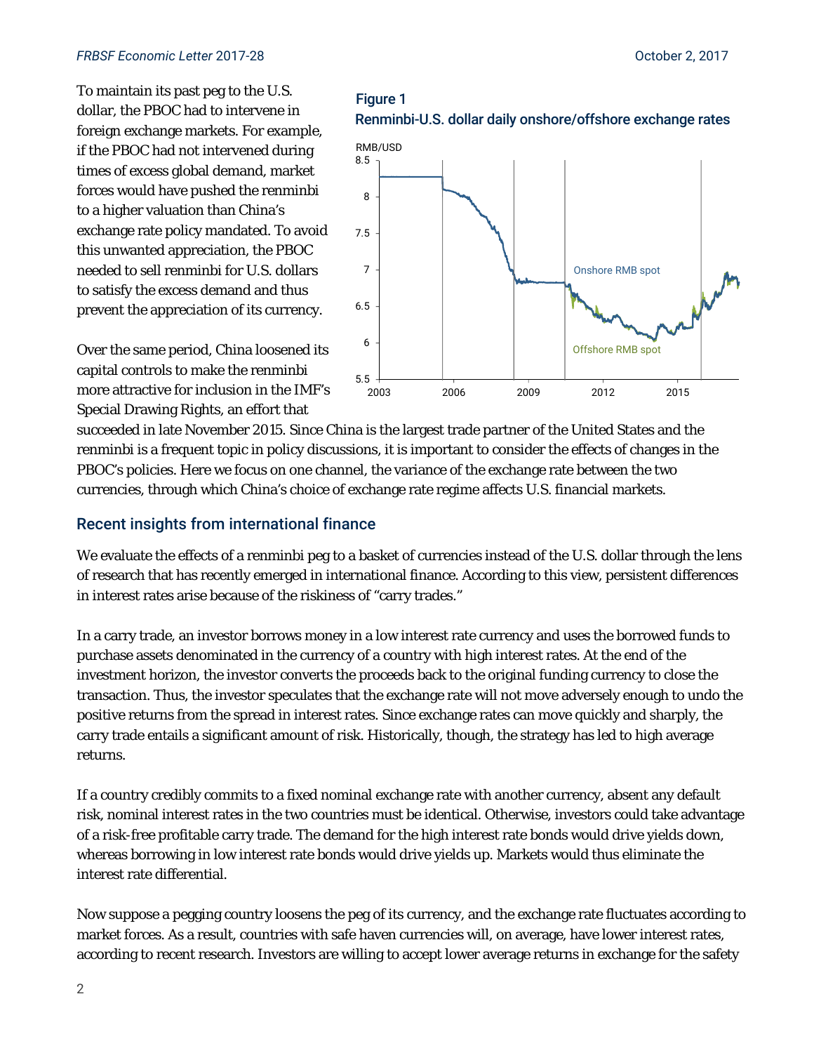To maintain its past peg to the U.S. dollar, the PBOC had to intervene in foreign exchange markets. For example, if the PBOC had not intervened during times of excess global demand, market forces would have pushed the renminbi to a higher valuation than China's exchange rate policy mandated. To avoid this unwanted appreciation, the PBOC needed to sell renminbi for U.S. dollars to satisfy the excess demand and thus prevent the appreciation of its currency.

**Figure 1**
**Renminbi-U.S. dollar daily onshore/offshore exchange rates**

Over the same period, China loosened its capital controls to make the renminbi more attractive for inclusion in the IMF's Special Drawing Rights, an effort that succeeded in late November 2015. Since China is the largest trade partner of the United States and the renminbi is a frequent topic in policy discussions, it is important to consider the effects of changes in the PBOC's policies. Here we focus on one channel, the variance of the exchange rate between the two currencies, through which China's choice of exchange rate regime affects U.S. financial markets.

## Recent insights from international finance

We evaluate the effects of a renminbi peg to a basket of currencies instead of the U.S. dollar through the lens of research that has recently emerged in international finance. According to this view, persistent differences in interest rates arise because of the riskiness of "carry trades."

In a carry trade, an investor borrows money in a low interest rate currency and uses the borrowed funds to purchase assets denominated in the currency of a country with high interest rates. At the end of the investment horizon, the investor converts the proceeds back to the original funding currency to close the transaction. Thus, the investor speculates that the exchange rate will not move adversely enough to undo the positive returns from the spread in interest rates. Since exchange rates can move quickly and sharply, the carry trade entails a significant amount of risk. Historically, though, the strategy has led to high average returns.

If a country credibly commits to a fixed nominal exchange rate with another currency, absent any default risk, nominal interest rates in the two countries must be identical. Otherwise, investors could take advantage of a risk-free profitable carry trade. The demand for the high interest rate bonds would drive yields down, whereas borrowing in low interest rate bonds would drive yields up. Markets would thus eliminate the interest rate differential.

Now suppose a pegging country loosens the peg of its currency, and the exchange rate fluctuates according to market forces. As a result, countries with safe haven currencies will, on average, have lower interest rates, according to recent research. Investors are willing to accept lower average returns in exchange for the safety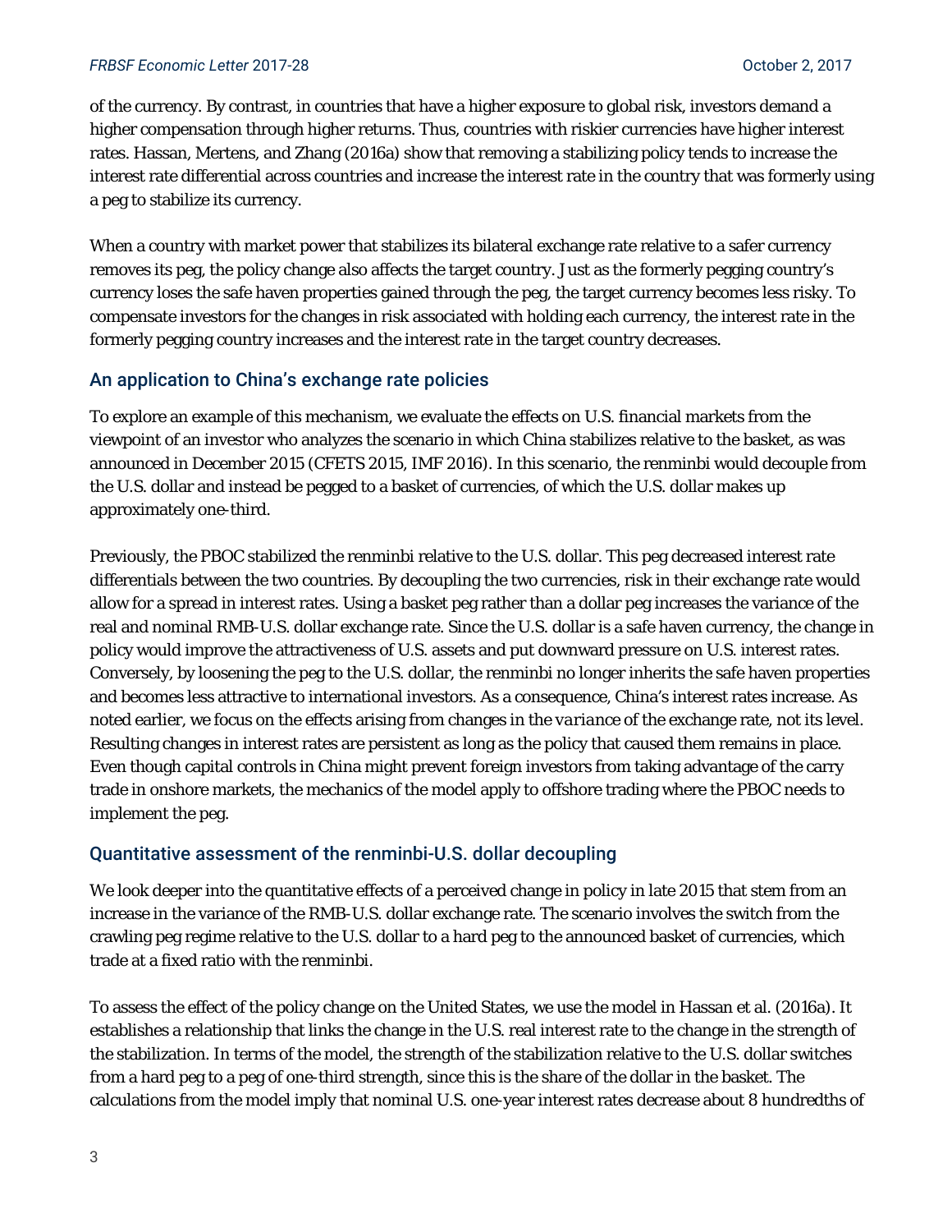of the currency. By contrast, in countries that have a higher exposure to global risk, investors demand a higher compensation through higher returns. Thus, countries with riskier currencies have higher interest rates. Hassan, Mertens, and Zhang (2016a) show that removing a stabilizing policy tends to increase the interest rate differential across countries and increase the interest rate in the country that was formerly using a peg to stabilize its currency.

When a country with market power that stabilizes its bilateral exchange rate relative to a safer currency removes its peg, the policy change also affects the target country. Just as the formerly pegging country's currency loses the safe haven properties gained through the peg, the target currency becomes less risky. To compensate investors for the changes in risk associated with holding each currency, the interest rate in the formerly pegging country increases and the interest rate in the target country decreases.

## An application to China's exchange rate policies

To explore an example of this mechanism, we evaluate the effects on U.S. financial markets from the viewpoint of an investor who analyzes the scenario in which China stabilizes relative to the basket, as was announced in December 2015 (CFETS 2015, IMF 2016). In this scenario, the renminbi would decouple from the U.S. dollar and instead be pegged to a basket of currencies, of which the U.S. dollar makes up approximately one-third.

Previously, the PBOC stabilized the renminbi relative to the U.S. dollar. This peg decreased interest rate differentials between the two countries. By decoupling the two currencies, risk in their exchange rate would allow for a spread in interest rates. Using a basket peg rather than a dollar peg increases the variance of the real and nominal RMB-U.S. dollar exchange rate. Since the U.S. dollar is a safe haven currency, the change in policy would improve the attractiveness of U.S. assets and put downward pressure on U.S. interest rates. Conversely, by loosening the peg to the U.S. dollar, the renminbi no longer inherits the safe haven properties and becomes less attractive to international investors. As a consequence, China's interest rates increase. As noted earlier, we focus on the effects arising from changes in the *variance* of the exchange rate, not its level. Resulting changes in interest rates are persistent as long as the policy that caused them remains in place. Even though capital controls in China might prevent foreign investors from taking advantage of the carry trade in onshore markets, the mechanics of the model apply to offshore trading where the PBOC needs to implement the peg.

## Quantitative assessment of the renminbi-U.S. dollar decoupling

We look deeper into the quantitative effects of a perceived change in policy in late 2015 that stem from an increase in the variance of the RMB-U.S. dollar exchange rate. The scenario involves the switch from the crawling peg regime relative to the U.S. dollar to a hard peg to the announced basket of currencies, which trade at a fixed ratio with the renminbi.

To assess the effect of the policy change on the United States, we use the model in Hassan et al. (2016a). It establishes a relationship that links the change in the U.S. real interest rate to the change in the strength of the stabilization. In terms of the model, the strength of the stabilization relative to the U.S. dollar switches from a hard peg to a peg of one-third strength, since this is the share of the dollar in the basket. The calculations from the model imply that nominal U.S. one-year interest rates decrease about 8 hundredths of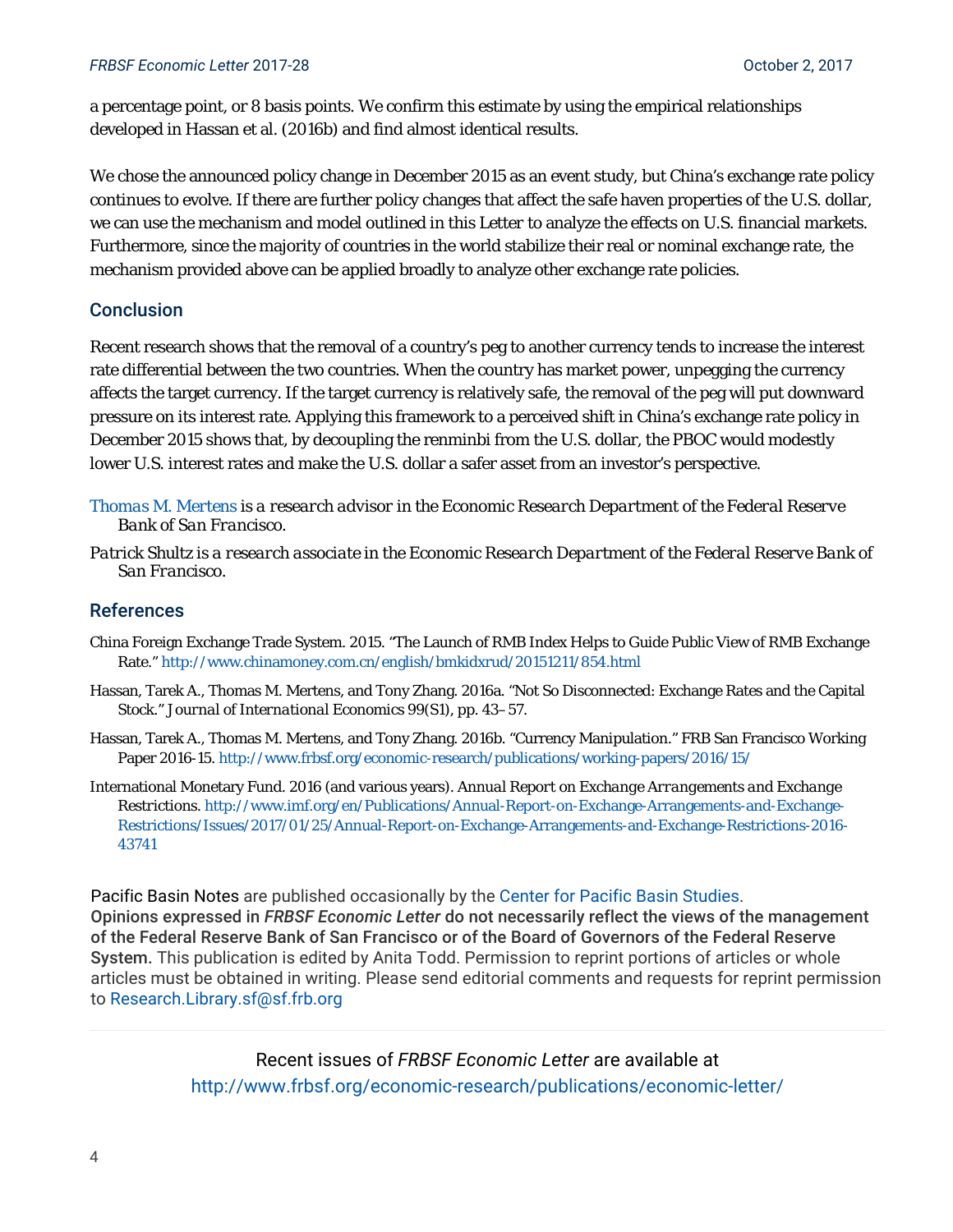a percentage point, or 8 basis points. We confirm this estimate by using the empirical relationships developed in Hassan et al. (2016b) and find almost identical results.

We chose the announced policy change in December 2015 as an event study, but China's exchange rate policy continues to evolve. If there are further policy changes that affect the safe haven properties of the U.S. dollar, we can use the mechanism and model outlined in this Letter to analyze the effects on U.S. financial markets. Furthermore, since the majority of countries in the world stabilize their real or nominal exchange rate, the mechanism provided above can be applied broadly to analyze other exchange rate policies.

## Conclusion

Recent research shows that the removal of a country's peg to another currency tends to increase the interest rate differential between the two countries. When the country has market power, unpegging the currency affects the target currency. If the target currency is relatively safe, the removal of the peg will put downward pressure on its interest rate. Applying this framework to a perceived shift in China's exchange rate policy in December 2015 shows that, by decoupling the renminbi from the U.S. dollar, the PBOC would modestly lower U.S. interest rates and make the U.S. dollar a safer asset from an investor's perspective.

Thomas M. Mertens *is a research advisor in the Economic Research Department of the Federal Reserve Bank of San Francisco.*

*Patrick Shultz is a research associate in the Economic Research Department of the Federal Reserve Bank of San Francisco.*

## References

China Foreign Exchange Trade System. 2015. "The Launch of RMB Index Helps to Guide Public View of RMB Exchange Rate." http://www.chinamoney.com.cn/english/bmkidxrud/20151211/854.html

Hassan, Tarek A., Thomas M. Mertens, and Tony Zhang. 2016a. "Not So Disconnected: Exchange Rates and the Capital Stock." *Journal of International Economics* 99(S1), pp. 43–57.

Hassan, Tarek A., Thomas M. Mertens, and Tony Zhang. 2016b. "Currency Manipulation." FRB San Francisco Working Paper 2016-15. http://www.frbsf.org/economic-research/publications/working-papers/2016/15/

International Monetary Fund. 2016 (and various years). *Annual Report on Exchange Arrangements and Exchange Restrictions.* http://www.imf.org/en/Publications/Annual-Report-on-Exchange-Arrangements-and-Exchange-Restrictions/Issues/2017/01/25/Annual-Report-on-Exchange-Arrangements-and-Exchange-Restrictions-2016-43741

Pacific Basin Notes are published occasionally by the Center for Pacific Basin Studies.
**Opinions expressed in *FRBSF Economic Letter* do not necessarily reflect the views of the management of the Federal Reserve Bank of San Francisco or of the Board of Governors of the Federal Reserve System.** This publication is edited by Anita Todd. Permission to reprint portions of articles or whole articles must be obtained in writing. Please send editorial comments and requests for reprint permission to Research.Library.sf@sf.frb.org

Recent issues of *FRBSF Economic Letter* are available at
http://www.frbsf.org/economic-research/publications/economic-letter/